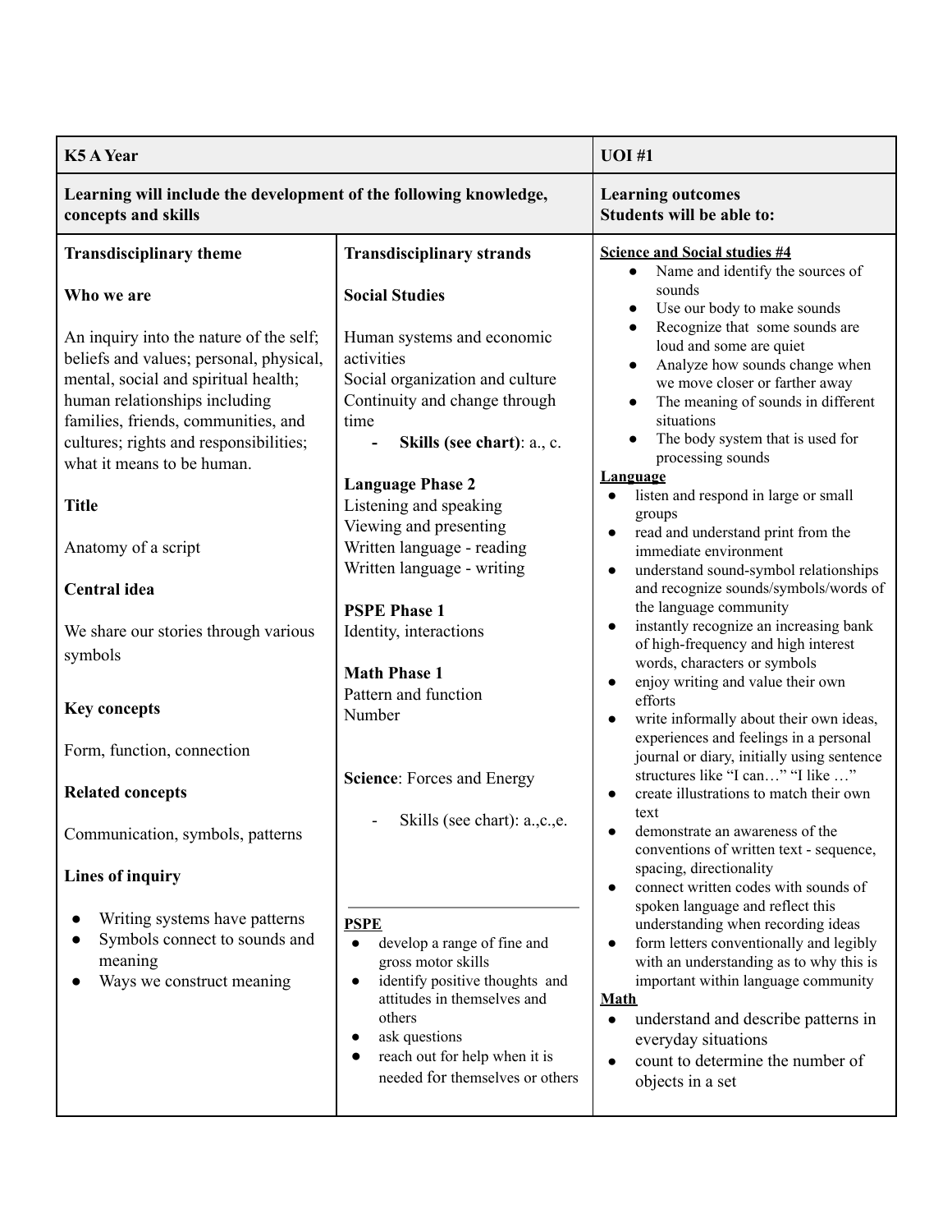| K5 A Year | | UOI #1 |
|---|---|---|
| **Learning will include the development of the following knowledge, concepts and skills** | | **Learning outcomes**<br>**Students will be able to:** |
| **Transdisciplinary theme**<br><br>**Who we are**<br><br>An inquiry into the nature of the self; beliefs and values; personal, physical, mental, social and spiritual health; human relationships including families, friends, communities, and cultures; rights and responsibilities; what it means to be human.<br><br>**Title**<br><br>Anatomy of a script<br><br>**Central idea**<br><br>We share our stories through various symbols<br><br>**Key concepts**<br><br>Form, function, connection<br><br>**Related concepts**<br><br>Communication, symbols, patterns<br><br>**Lines of inquiry**<br><br>● Writing systems have patterns<br>● Symbols connect to sounds and meaning<br>● Ways we construct meaning | **Transdisciplinary strands**<br><br>**Social Studies**<br><br>Human systems and economic activities<br>Social organization and culture<br>Continuity and change through time<br>- **Skills (see chart)**: a., c.<br><br>**Language Phase 2**<br>Listening and speaking<br>Viewing and presenting<br>Written language - reading<br>Written language - writing<br><br>**PSPE Phase 1**<br>Identity, interactions<br><br>**Math Phase 1**<br>Pattern and function<br>Number<br><br>**Science**: Forces and Energy<br><br>- Skills (see chart): a.,c.,e.<br><br>**PSPE**<br>● develop a range of fine and gross motor skills<br>● identify positive thoughts and attitudes in themselves and others<br>● ask questions<br>● reach out for help when it is needed for themselves or others | **Science and Social studies #4**<br>● Name and identify the sources of sounds<br>● Use our body to make sounds<br>● Recognize that some sounds are loud and some are quiet<br>● Analyze how sounds change when we move closer or farther away<br>● The meaning of sounds in different situations<br>● The body system that is used for processing sounds<br>**Language**<br>● listen and respond in large or small groups<br>● read and understand print from the immediate environment<br>● understand sound-symbol relationships and recognize sounds/symbols/words of the language community<br>● instantly recognize an increasing bank of high-frequency and high interest words, characters or symbols<br>● enjoy writing and value their own efforts<br>● write informally about their own ideas, experiences and feelings in a personal journal or diary, initially using sentence structures like "I can…" "I like …"<br>● create illustrations to match their own text<br>● demonstrate an awareness of the conventions of written text - sequence, spacing, directionality<br>● connect written codes with sounds of spoken language and reflect this understanding when recording ideas<br>● form letters conventionally and legibly with an understanding as to why this is important within language community<br>**Math**<br>● understand and describe patterns in everyday situations<br>● count to determine the number of objects in a set |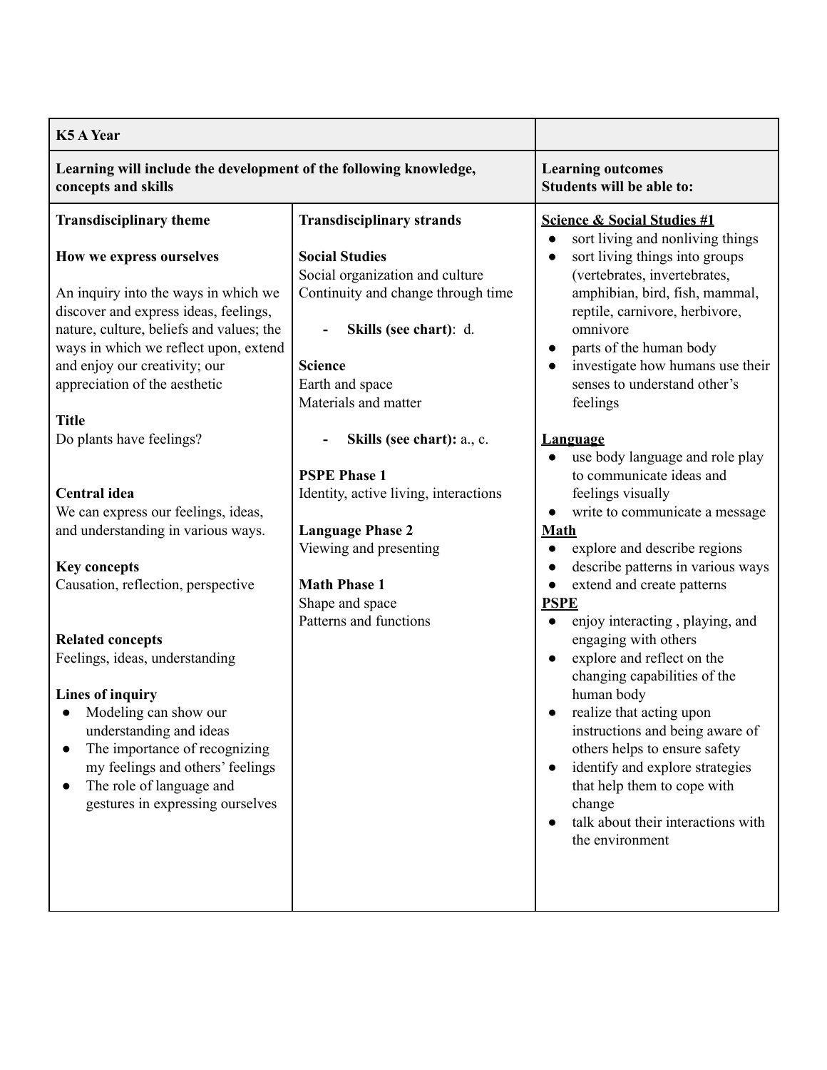| K5 A Year | | |
|---|---|---|
| **Learning will include the development of the following knowledge, concepts and skills** | | **Learning outcomes**<br>**Students will be able to:** |
| **Transdisciplinary theme**<br><br>**How we express ourselves**<br><br>An inquiry into the ways in which we discover and express ideas, feelings, nature, culture, beliefs and values; the ways in which we reflect upon, extend and enjoy our creativity; our appreciation of the aesthetic<br><br>**Title**<br>Do plants have feelings?<br><br>**Central idea**<br>We can express our feelings, ideas, and understanding in various ways.<br><br>**Key concepts**<br>Causation, reflection, perspective<br><br>**Related concepts**<br>Feelings, ideas, understanding<br><br>**Lines of inquiry**<br>● Modeling can show our understanding and ideas<br>● The importance of recognizing my feelings and others' feelings<br>● The role of language and gestures in expressing ourselves | **Transdisciplinary strands**<br><br>**Social Studies**<br>Social organization and culture<br>Continuity and change through time<br><br>- **Skills (see chart)**: d.<br><br>**Science**<br>Earth and space<br>Materials and matter<br><br>- **Skills (see chart):** a., c.<br><br>**PSPE Phase 1**<br>Identity, active living, interactions<br><br>**Language Phase 2**<br>Viewing and presenting<br><br>**Math Phase 1**<br>Shape and space<br>Patterns and functions | **Science & Social Studies #1**<br>● sort living and nonliving things<br>● sort living things into groups (vertebrates, invertebrates, amphibian, bird, fish, mammal, reptile, carnivore, herbivore, omnivore<br>● parts of the human body<br>● investigate how humans use their senses to understand other's feelings<br><br>**Language**<br>● use body language and role play to communicate ideas and feelings visually<br>● write to communicate a message<br>**Math**<br>● explore and describe regions<br>● describe patterns in various ways<br>● extend and create patterns<br>**PSPE**<br>● enjoy interacting , playing, and engaging with others<br>● explore and reflect on the changing capabilities of the human body<br>● realize that acting upon instructions and being aware of others helps to ensure safety<br>● identify and explore strategies that help them to cope with change<br>● talk about their interactions with the environment |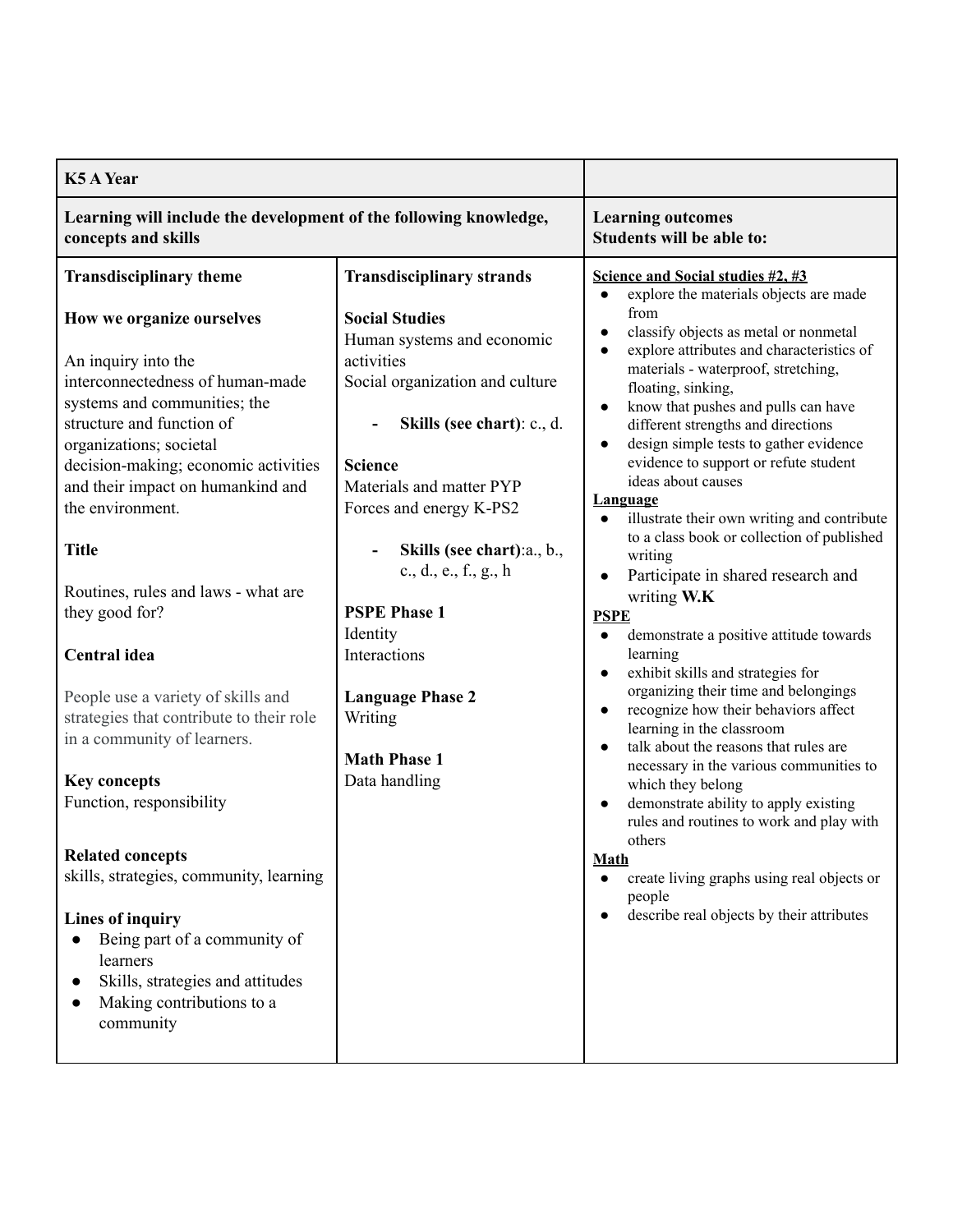| K5 A Year | | |
|---|---|---|
| **Learning will include the development of the following knowledge, concepts and skills** | | **Learning outcomes**<br>**Students will be able to:** |
| **Transdisciplinary theme**<br><br>**How we organize ourselves**<br><br>An inquiry into the interconnectedness of human-made systems and communities; the structure and function of organizations; societal decision-making; economic activities and their impact on humankind and the environment.<br><br>**Title**<br><br>Routines, rules and laws - what are they good for?<br><br>**Central idea**<br><br>People use a variety of skills and strategies that contribute to their role in a community of learners.<br><br>**Key concepts**<br>Function, responsibility<br><br>**Related concepts**<br>skills, strategies, community, learning<br><br>**Lines of inquiry**<br>● Being part of a community of learners<br>● Skills, strategies and attitudes<br>● Making contributions to a community | **Transdisciplinary strands**<br><br>**Social Studies**<br>Human systems and economic activities<br>Social organization and culture<br><br>- **Skills (see chart)**: c., d.<br><br>**Science**<br>Materials and matter PYP<br>Forces and energy K-PS2<br><br>- **Skills (see chart)**:a., b., c., d., e., f., g., h<br><br>**PSPE Phase 1**<br>Identity<br>Interactions<br><br>**Language Phase 2**<br>Writing<br><br>**Math Phase 1**<br>Data handling | **Science and Social studies #2, #3**<br>● explore the materials objects are made from<br>● classify objects as metal or nonmetal<br>● explore attributes and characteristics of materials - waterproof, stretching, floating, sinking,<br>● know that pushes and pulls can have different strengths and directions<br>● design simple tests to gather evidence evidence to support or refute student ideas about causes<br>**Language**<br>● illustrate their own writing and contribute to a class book or collection of published writing<br>● Participate in shared research and writing **W.K**<br>**PSPE**<br>● demonstrate a positive attitude towards learning<br>● exhibit skills and strategies for organizing their time and belongings<br>● recognize how their behaviors affect learning in the classroom<br>● talk about the reasons that rules are necessary in the various communities to which they belong<br>● demonstrate ability to apply existing rules and routines to work and play with others<br>**Math**<br>● create living graphs using real objects or people<br>● describe real objects by their attributes |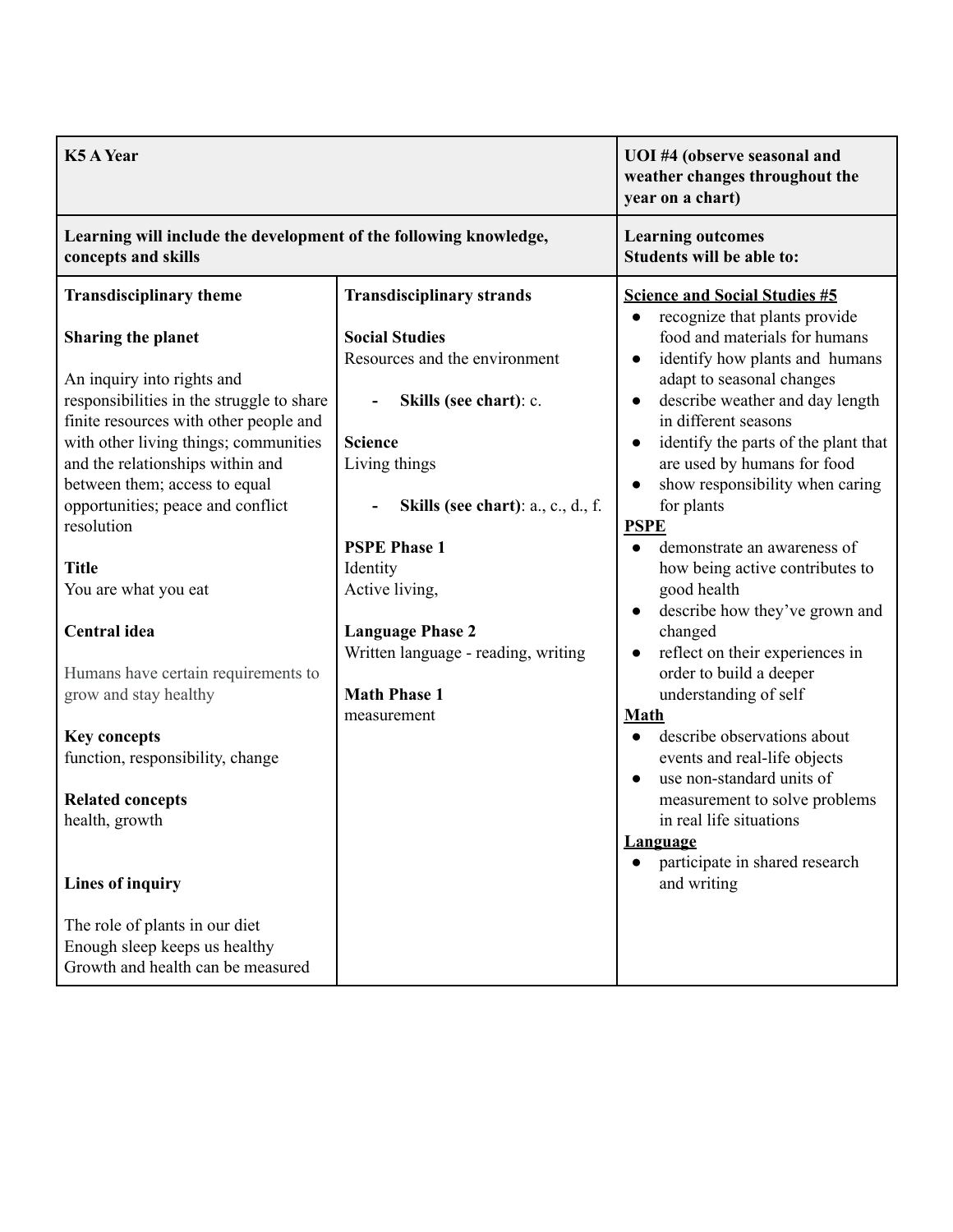| K5 A Year | | UOI #4 (observe seasonal and weather changes throughout the year on a chart) |
|---|---|---|
| **Learning will include the development of the following knowledge, concepts and skills** | | **Learning outcomes**<br>**Students will be able to:** |
| **Transdisciplinary theme**<br><br>**Sharing the planet**<br><br>An inquiry into rights and responsibilities in the struggle to share finite resources with other people and with other living things; communities and the relationships within and between them; access to equal opportunities; peace and conflict resolution<br><br>**Title**<br>You are what you eat<br><br>**Central idea**<br><br>Humans have certain requirements to grow and stay healthy<br><br>**Key concepts**<br>function, responsibility, change<br><br>**Related concepts**<br>health, growth<br><br>**Lines of inquiry**<br><br>The role of plants in our diet<br>Enough sleep keeps us healthy<br>Growth and health can be measured | **Transdisciplinary strands**<br><br>**Social Studies**<br>Resources and the environment<br><br>- **Skills (see chart)**: c.<br><br>**Science**<br>Living things<br><br>- **Skills (see chart)**: a., c., d., f.<br><br>**PSPE Phase 1**<br>Identity<br>Active living,<br><br>**Language Phase 2**<br>Written language - reading, writing<br><br>**Math Phase 1**<br>measurement | **Science and Social Studies #5**<br>● recognize that plants provide food and materials for humans<br>● identify how plants and humans adapt to seasonal changes<br>● describe weather and day length in different seasons<br>● identify the parts of the plant that are used by humans for food<br>● show responsibility when caring for plants<br>**PSPE**<br>● demonstrate an awareness of how being active contributes to good health<br>● describe how they've grown and changed<br>● reflect on their experiences in order to build a deeper understanding of self<br>**Math**<br>● describe observations about events and real-life objects<br>● use non-standard units of measurement to solve problems in real life situations<br>**Language**<br>● participate in shared research and writing |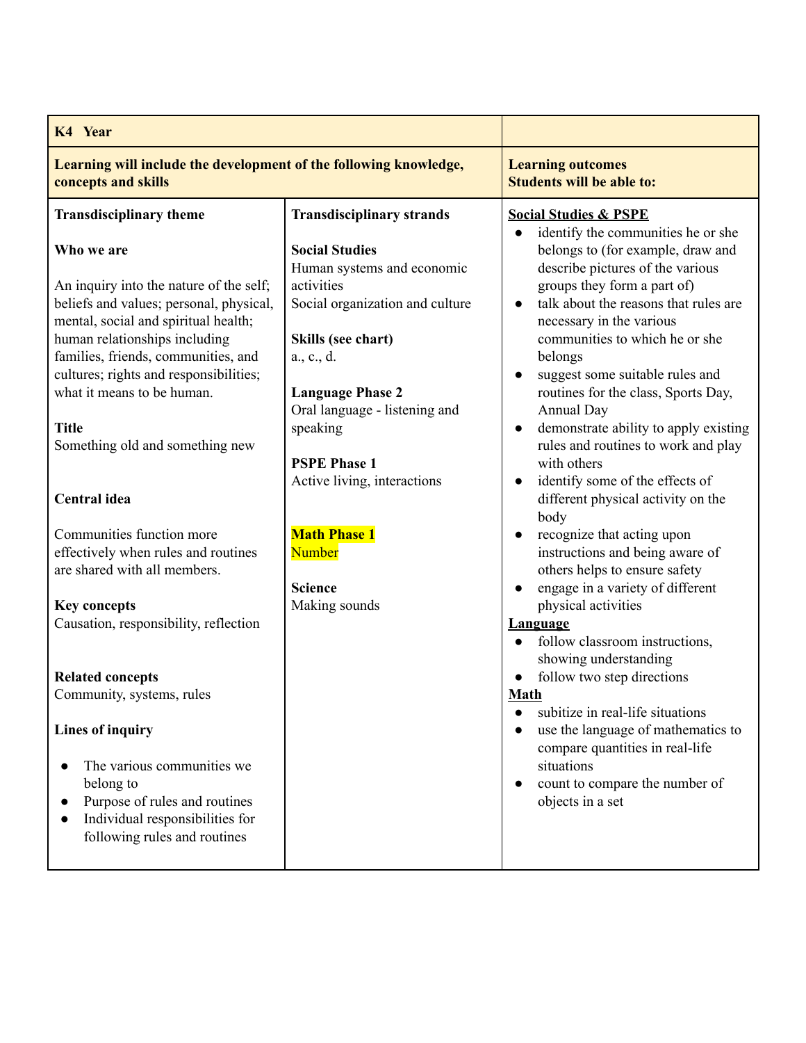| **K4 Year** | | |
|---|---|---|
| **Learning will include the development of the following knowledge, concepts and skills** | | **Learning outcomes**<br>**Students will be able to:** |
| **Transdisciplinary theme**<br><br>**Who we are**<br><br>An inquiry into the nature of the self; beliefs and values; personal, physical, mental, social and spiritual health; human relationships including families, friends, communities, and cultures; rights and responsibilities; what it means to be human.<br><br>**Title**<br>Something old and something new<br><br>**Central idea**<br><br>Communities function more effectively when rules and routines are shared with all members.<br><br>**Key concepts**<br>Causation, responsibility, reflection<br><br>**Related concepts**<br>Community, systems, rules<br><br>**Lines of inquiry**<br><br>• The various communities we belong to<br>• Purpose of rules and routines<br>• Individual responsibilities for following rules and routines | **Transdisciplinary strands**<br><br>**Social Studies**<br>Human systems and economic activities<br>Social organization and culture<br><br>**Skills (see chart)**<br>a., c., d.<br><br>**Language Phase 2**<br>Oral language - listening and speaking<br><br>**PSPE Phase 1**<br>Active living, interactions<br><br>**Math Phase 1**<br>Number<br><br>**Science**<br>Making sounds | **Social Studies & PSPE**<br>• identify the communities he or she belongs to (for example, draw and describe pictures of the various groups they form a part of)<br>• talk about the reasons that rules are necessary in the various communities to which he or she belongs<br>• suggest some suitable rules and routines for the class, Sports Day, Annual Day<br>• demonstrate ability to apply existing rules and routines to work and play with others<br>• identify some of the effects of different physical activity on the body<br>• recognize that acting upon instructions and being aware of others helps to ensure safety<br>• engage in a variety of different physical activities<br>**Language**<br>• follow classroom instructions, showing understanding<br>• follow two step directions<br>**Math**<br>• subitize in real-life situations<br>• use the language of mathematics to compare quantities in real-life situations<br>• count to compare the number of objects in a set |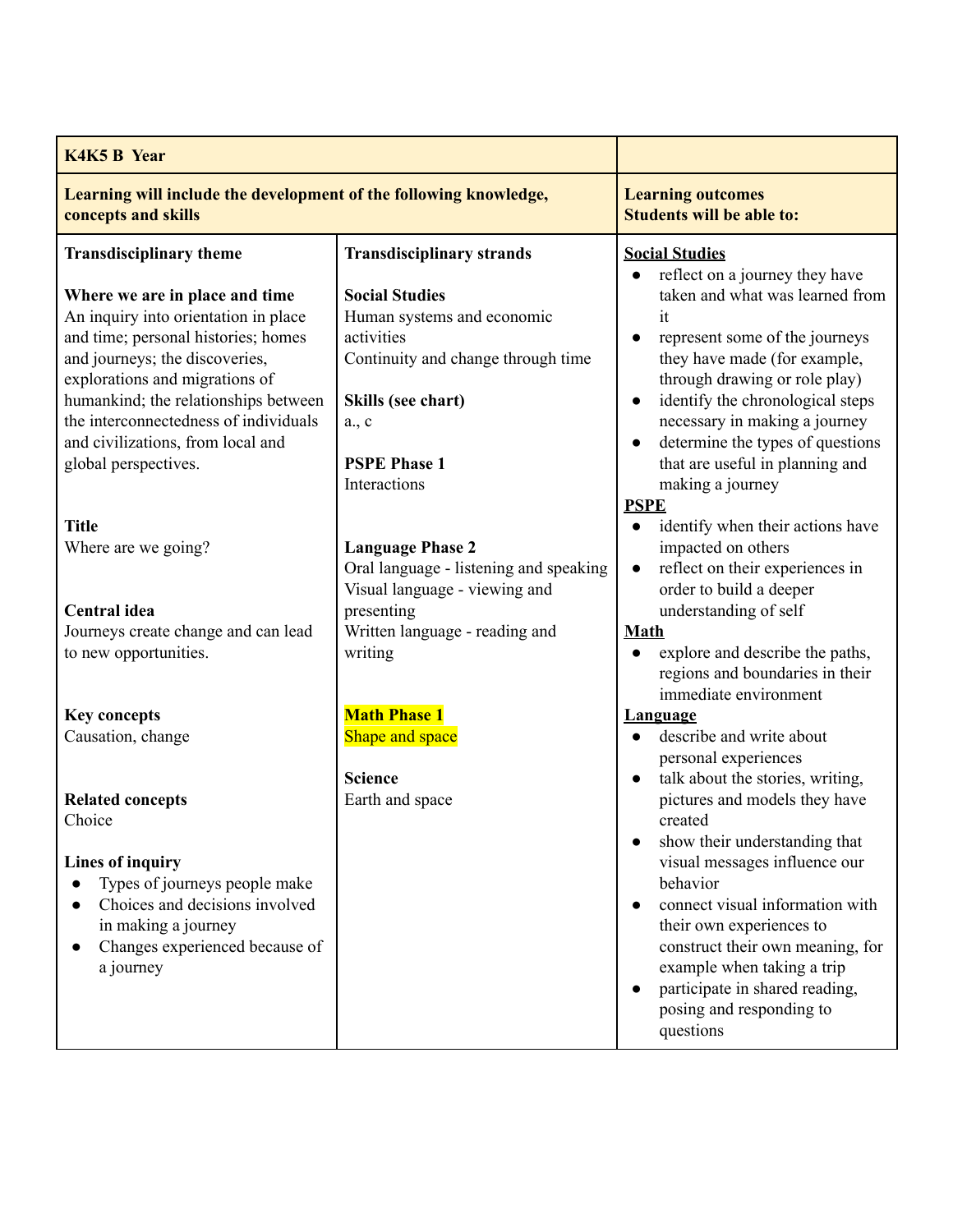| K4K5 B Year | | |
|---|---|---|
| **Learning will include the development of the following knowledge, concepts and skills** | | **Learning outcomes**<br>**Students will be able to:** |
| **Transdisciplinary theme**<br><br>**Where we are in place and time**<br>An inquiry into orientation in place and time; personal histories; homes and journeys; the discoveries, explorations and migrations of humankind; the relationships between the interconnectedness of individuals and civilizations, from local and global perspectives.<br><br>**Title**<br>Where are we going?<br><br>**Central idea**<br>Journeys create change and can lead to new opportunities.<br><br>**Key concepts**<br>Causation, change<br><br>**Related concepts**<br>Choice<br><br>**Lines of inquiry**<br>● Types of journeys people make<br>● Choices and decisions involved in making a journey<br>● Changes experienced because of a journey | **Transdisciplinary strands**<br><br>**Social Studies**<br>Human systems and economic activities<br>Continuity and change through time<br><br>**Skills (see chart)**<br>a., c<br><br>**PSPE Phase 1**<br>Interactions<br><br>**Language Phase 2**<br>Oral language - listening and speaking<br>Visual language - viewing and presenting<br>Written language - reading and writing<br><br>**Math Phase 1**<br>Shape and space<br><br>**Science**<br>Earth and space | **Social Studies**<br>● reflect on a journey they have taken and what was learned from it<br>● represent some of the journeys they have made (for example, through drawing or role play)<br>● identify the chronological steps necessary in making a journey<br>● determine the types of questions that are useful in planning and making a journey<br>**PSPE**<br>● identify when their actions have impacted on others<br>● reflect on their experiences in order to build a deeper understanding of self<br>**Math**<br>● explore and describe the paths, regions and boundaries in their immediate environment<br>**Language**<br>● describe and write about personal experiences<br>● talk about the stories, writing, pictures and models they have created<br>● show their understanding that visual messages influence our behavior<br>● connect visual information with their own experiences to construct their own meaning, for example when taking a trip<br>● participate in shared reading, posing and responding to questions |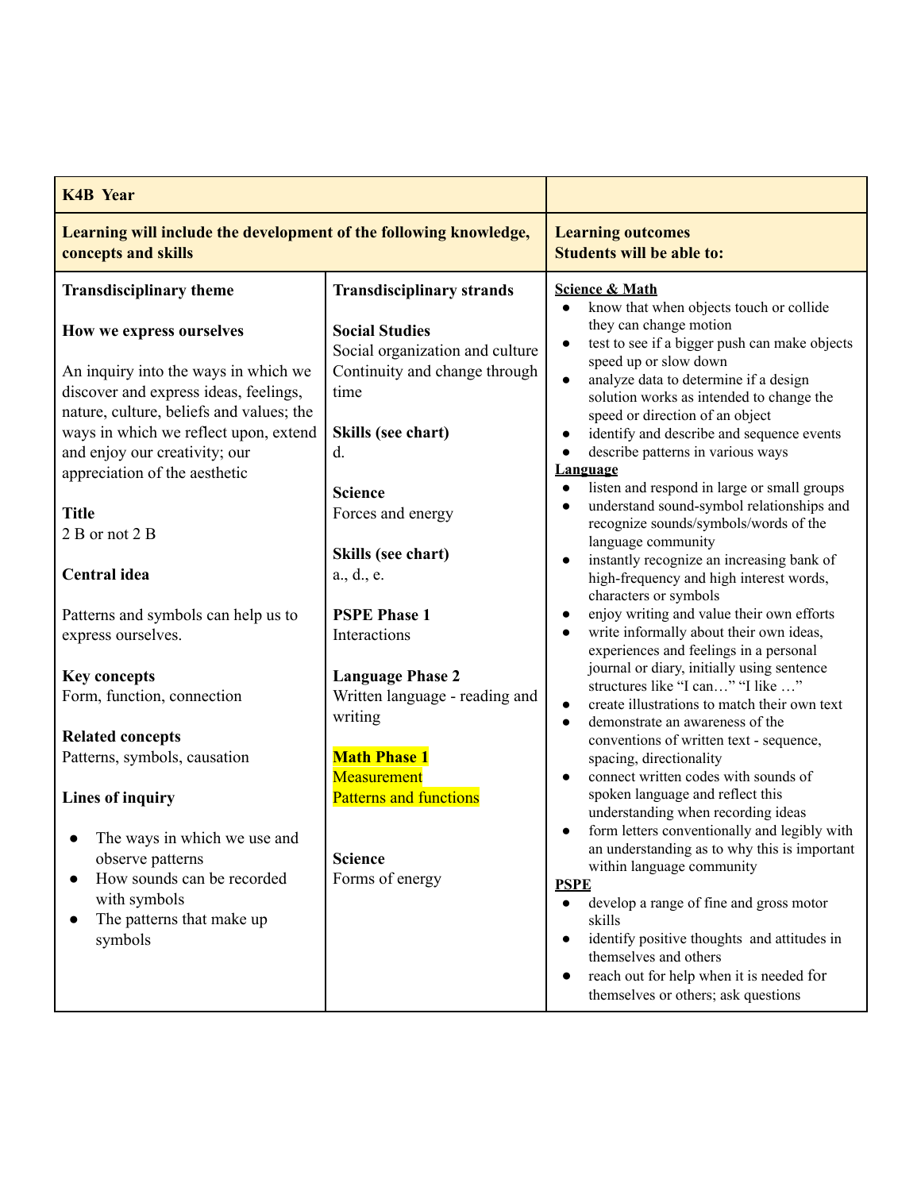| K4B Year | | |
|---|---|---|
| **Learning will include the development of the following knowledge, concepts and skills** | | **Learning outcomes**<br>**Students will be able to:** |
| **Transdisciplinary theme**<br><br>**How we express ourselves**<br><br>An inquiry into the ways in which we discover and express ideas, feelings, nature, culture, beliefs and values; the ways in which we reflect upon, extend and enjoy our creativity; our appreciation of the aesthetic<br><br>**Title**<br>2 B or not 2 B<br><br>**Central idea**<br><br>Patterns and symbols can help us to express ourselves.<br><br>**Key concepts**<br>Form, function, connection<br><br>**Related concepts**<br>Patterns, symbols, causation<br><br>**Lines of inquiry**<br><br>• The ways in which we use and observe patterns<br>• How sounds can be recorded with symbols<br>• The patterns that make up symbols | **Transdisciplinary strands**<br><br>**Social Studies**<br>Social organization and culture<br>Continuity and change through time<br><br>**Skills (see chart)**<br>d.<br><br>**Science**<br>Forces and energy<br><br>**Skills (see chart)**<br>a., d., e.<br><br>**PSPE Phase 1**<br>Interactions<br><br>**Language Phase 2**<br>Written language - reading and writing<br><br>**Math Phase 1**<br>Measurement<br>Patterns and functions<br><br>**Science**<br>Forms of energy | **Science & Math**<br>• know that when objects touch or collide they can change motion<br>• test to see if a bigger push can make objects speed up or slow down<br>• analyze data to determine if a design solution works as intended to change the speed or direction of an object<br>• identify and describe and sequence events<br>• describe patterns in various ways<br>**Language**<br>• listen and respond in large or small groups<br>• understand sound-symbol relationships and recognize sounds/symbols/words of the language community<br>• instantly recognize an increasing bank of high-frequency and high interest words, characters or symbols<br>• enjoy writing and value their own efforts<br>• write informally about their own ideas, experiences and feelings in a personal journal or diary, initially using sentence structures like "I can…" "I like …"<br>• create illustrations to match their own text<br>• demonstrate an awareness of the conventions of written text - sequence, spacing, directionality<br>• connect written codes with sounds of spoken language and reflect this understanding when recording ideas<br>• form letters conventionally and legibly with an understanding as to why this is important within language community<br>**PSPE**<br>• develop a range of fine and gross motor skills<br>• identify positive thoughts and attitudes in themselves and others<br>• reach out for help when it is needed for themselves or others; ask questions |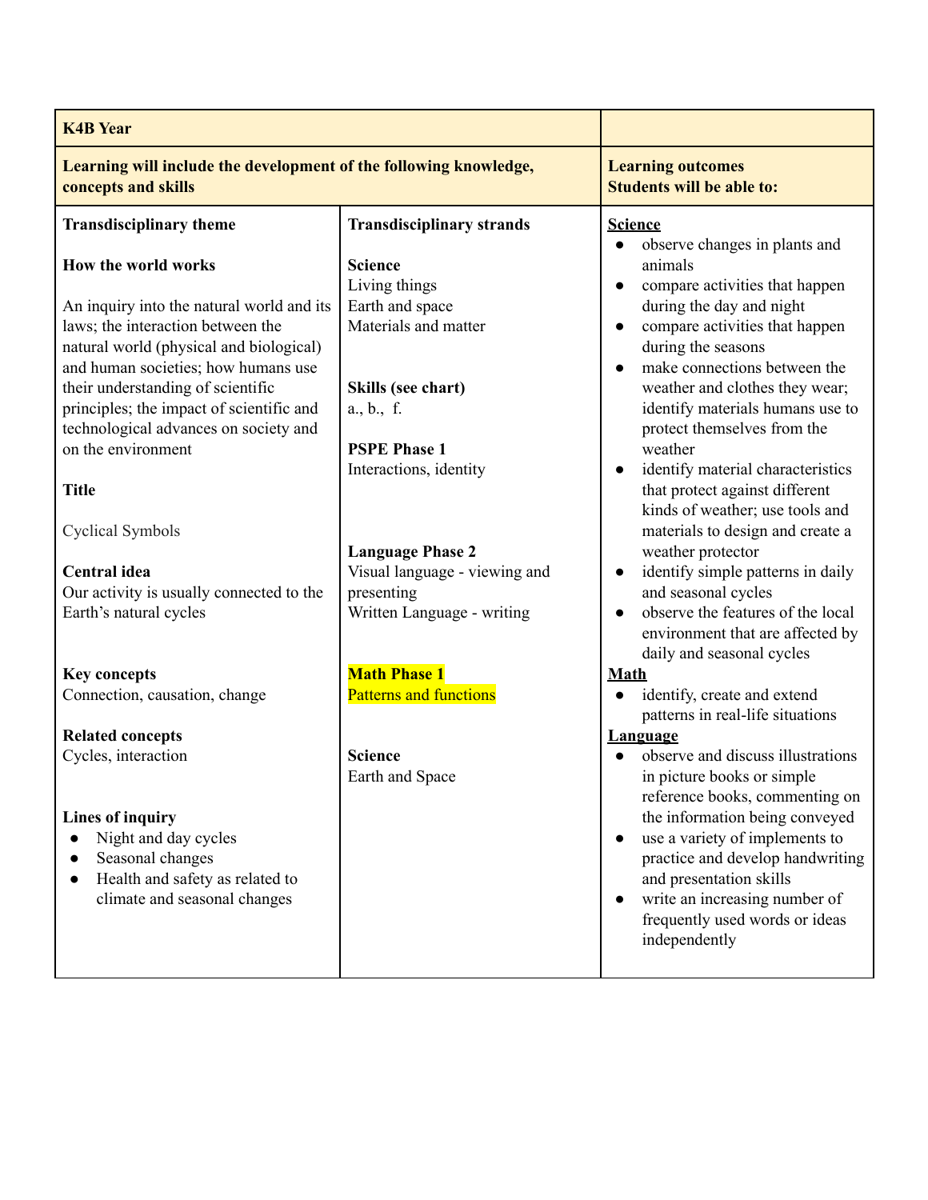| K4B Year | | |
|---|---|---|
| **Learning will include the development of the following knowledge, concepts and skills** | | **Learning outcomes**<br>**Students will be able to:** |
| **Transdisciplinary theme**<br><br>**How the world works**<br><br>An inquiry into the natural world and its laws; the interaction between the natural world (physical and biological) and human societies; how humans use their understanding of scientific principles; the impact of scientific and technological advances on society and on the environment<br><br>**Title**<br><br>Cyclical Symbols<br><br>**Central idea**<br>Our activity is usually connected to the Earth's natural cycles<br><br>**Key concepts**<br>Connection, causation, change<br><br>**Related concepts**<br>Cycles, interaction<br><br>**Lines of inquiry**<br>• Night and day cycles<br>• Seasonal changes<br>• Health and safety as related to climate and seasonal changes | **Transdisciplinary strands**<br><br>**Science**<br>Living things<br>Earth and space<br>Materials and matter<br><br>**Skills (see chart)**<br>a., b., f.<br><br>**PSPE Phase 1**<br>Interactions, identity<br><br>**Language Phase 2**<br>Visual language - viewing and presenting<br>Written Language - writing<br><br>**Math Phase 1**<br>Patterns and functions<br><br>**Science**<br>Earth and Space | **<u>Science</u>**<br>• observe changes in plants and animals<br>• compare activities that happen during the day and night<br>• compare activities that happen during the seasons<br>• make connections between the weather and clothes they wear; identify materials humans use to protect themselves from the weather<br>• identify material characteristics that protect against different kinds of weather; use tools and materials to design and create a weather protector<br>• identify simple patterns in daily and seasonal cycles<br>• observe the features of the local environment that are affected by daily and seasonal cycles<br>**<u>Math</u>**<br>• identify, create and extend patterns in real-life situations<br>**<u>Language</u>**<br>• observe and discuss illustrations in picture books or simple reference books, commenting on the information being conveyed<br>• use a variety of implements to practice and develop handwriting and presentation skills<br>• write an increasing number of frequently used words or ideas independently |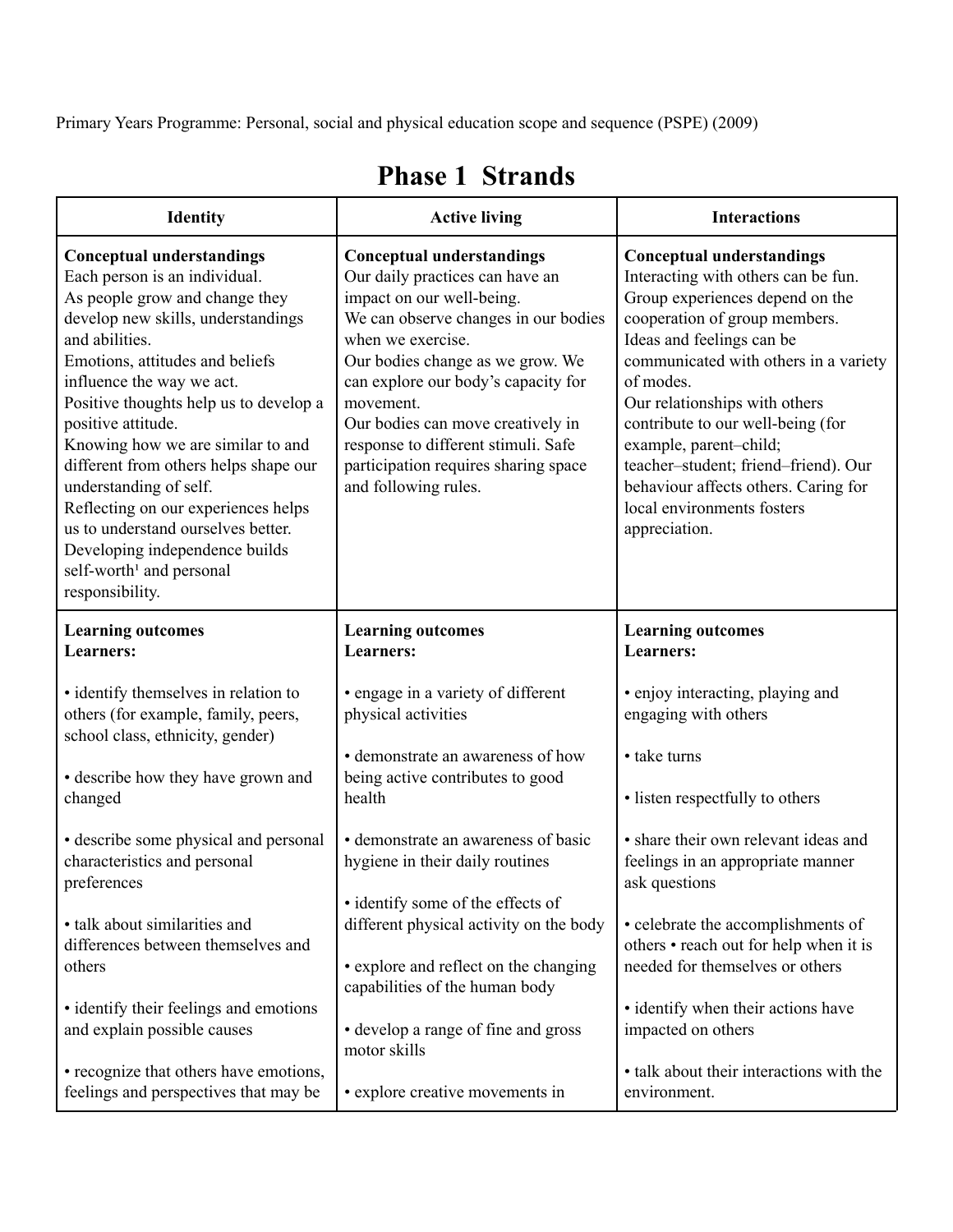Primary Years Programme: Personal, social and physical education scope and sequence (PSPE) (2009)

# Phase 1 Strands

| Identity | Active living | Interactions |
|---|---|---|
| **Conceptual understandings**<br>Each person is an individual.<br>As people grow and change they develop new skills, understandings and abilities.<br>Emotions, attitudes and beliefs influence the way we act.<br>Positive thoughts help us to develop a positive attitude.<br>Knowing how we are similar to and different from others helps shape our understanding of self.<br>Reflecting on our experiences helps us to understand ourselves better.<br>Developing independence builds self-worth[1] and personal responsibility. | **Conceptual understandings**<br>Our daily practices can have an impact on our well-being.<br>We can observe changes in our bodies when we exercise.<br>Our bodies change as we grow. We can explore our body's capacity for movement.<br>Our bodies can move creatively in response to different stimuli. Safe participation requires sharing space and following rules. | **Conceptual understandings**<br>Interacting with others can be fun.<br>Group experiences depend on the cooperation of group members.<br>Ideas and feelings can be communicated with others in a variety of modes.<br>Our relationships with others contribute to our well-being (for example, parent–child; teacher–student; friend–friend). Our behaviour affects others. Caring for local environments fosters appreciation. |
| **Learning outcomes**<br>**Learners:**<br><br>• identify themselves in relation to others (for example, family, peers, school class, ethnicity, gender)<br><br>• describe how they have grown and changed<br><br>• describe some physical and personal characteristics and personal preferences<br><br>• talk about similarities and differences between themselves and others<br><br>• identify their feelings and emotions and explain possible causes<br><br>• recognize that others have emotions, feelings and perspectives that may be | **Learning outcomes**<br>**Learners:**<br><br>• engage in a variety of different physical activities<br><br>• demonstrate an awareness of how being active contributes to good health<br><br>• demonstrate an awareness of basic hygiene in their daily routines<br><br>• identify some of the effects of different physical activity on the body<br><br>• explore and reflect on the changing capabilities of the human body<br><br>• develop a range of fine and gross motor skills<br><br>• explore creative movements in | **Learning outcomes**<br>**Learners:**<br><br>• enjoy interacting, playing and engaging with others<br><br>• take turns<br><br>• listen respectfully to others<br><br>• share their own relevant ideas and feelings in an appropriate manner ask questions<br><br>• celebrate the accomplishments of others • reach out for help when it is needed for themselves or others<br><br>• identify when their actions have impacted on others<br><br>• talk about their interactions with the environment. |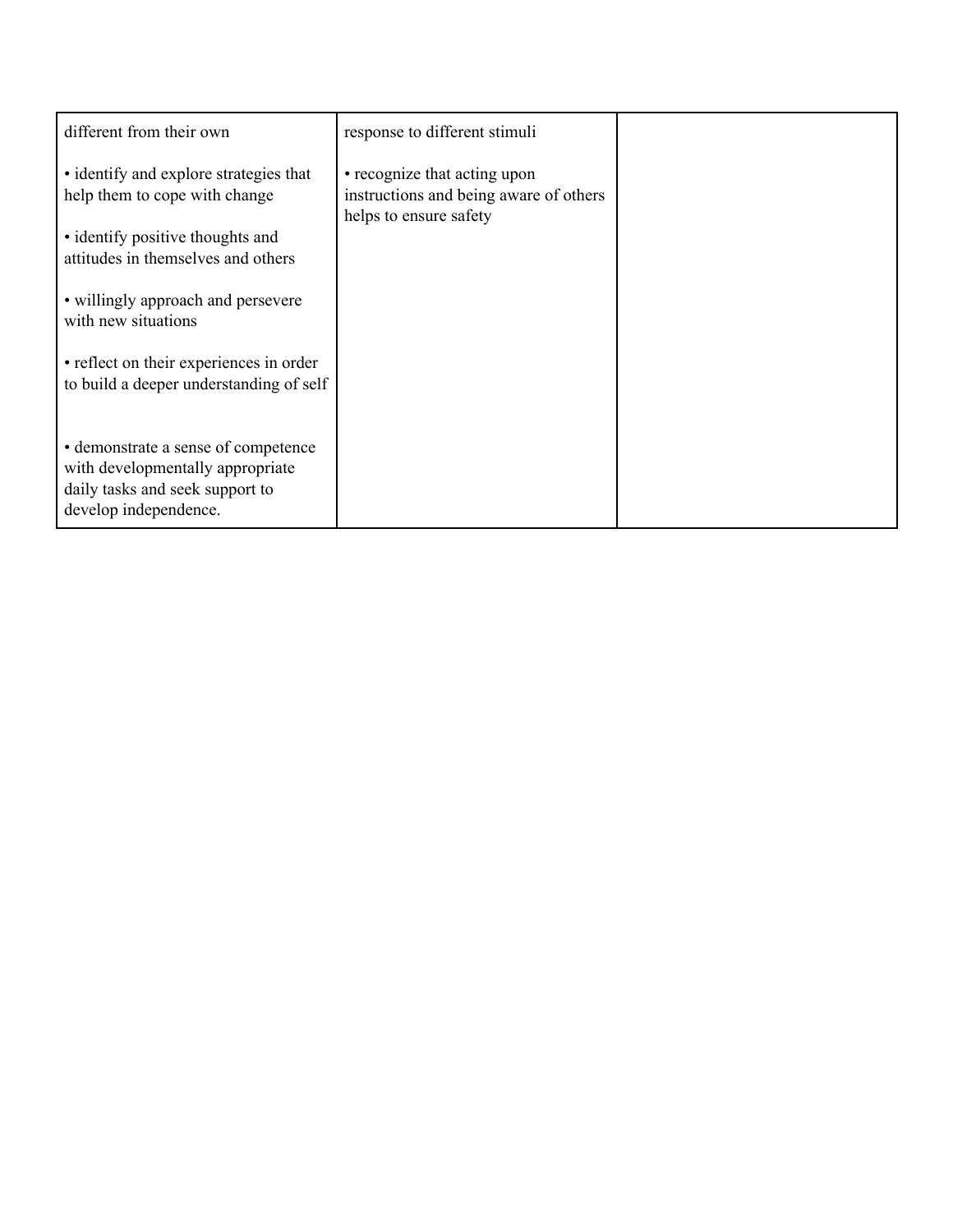| | | |
|---|---|---|
| different from their own<br><br>• identify and explore strategies that help them to cope with change<br><br>• identify positive thoughts and attitudes in themselves and others<br><br>• willingly approach and persevere with new situations<br><br>• reflect on their experiences in order to build a deeper understanding of self<br><br>• demonstrate a sense of competence with developmentally appropriate daily tasks and seek support to develop independence. | response to different stimuli<br><br>• recognize that acting upon instructions and being aware of others helps to ensure safety | |